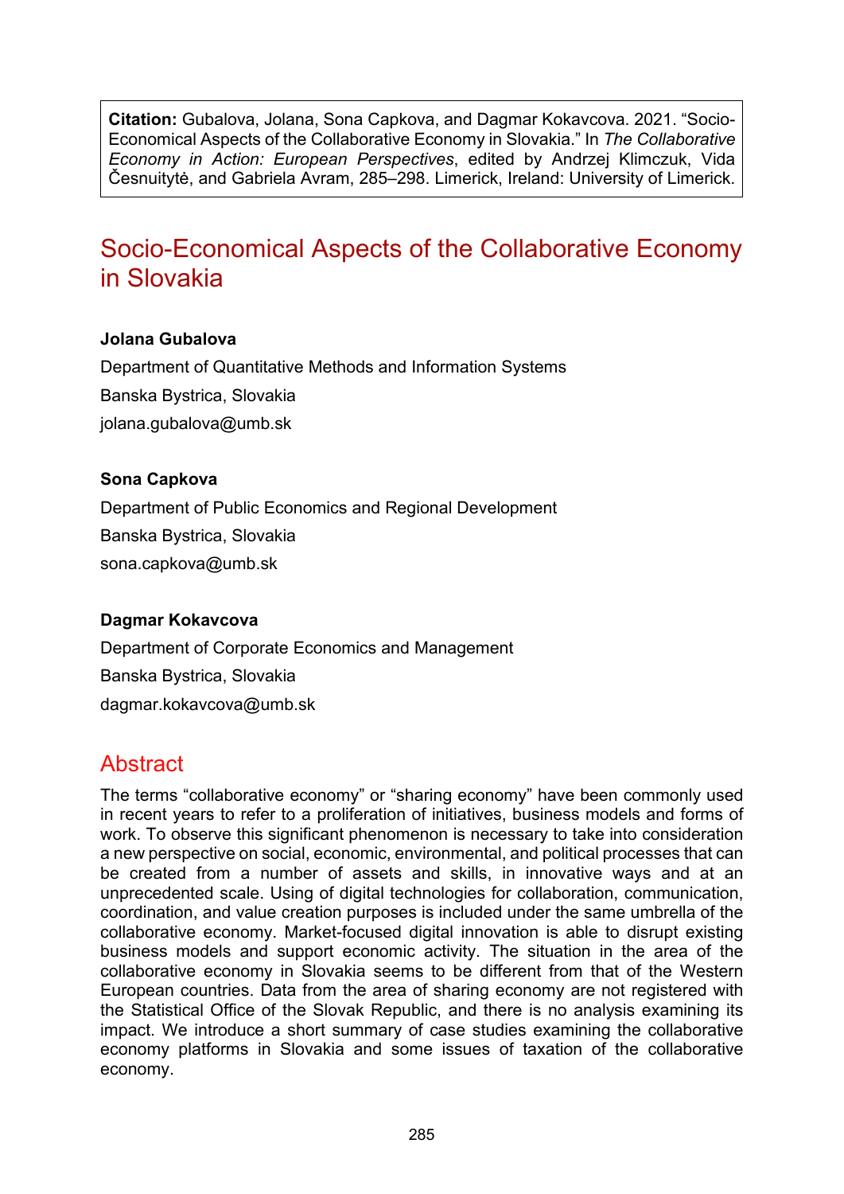**Citation:** Gubalova, Jolana, Sona Capkova, and Dagmar Kokavcova. 2021. "Socio-Economical Aspects of the Collaborative Economy in Slovakia." In *The Collaborative Economy in Action: European Perspectives*, edited by Andrzej Klimczuk, Vida Česnuitytė, and Gabriela Avram, 285–298. Limerick, Ireland: University of Limerick.

# Socio-Economical Aspects of the Collaborative Economy in Slovakia

**Jolana Gubalova**

Department of Quantitative Methods and Information Systems

Banska Bystrica, Slovakia

jolana.gubalova@umb.sk

**Sona Capkova**

Department of Public Economics and Regional Development

Banska Bystrica, Slovakia

sona.capkova@umb.sk

**Dagmar Kokavcova**

Department of Corporate Economics and Management

Banska Bystrica, Slovakia

dagmar.kokavcova@umb.sk

## Abstract

The terms "collaborative economy" or "sharing economy" have been commonly used in recent years to refer to a proliferation of initiatives, business models and forms of work. To observe this significant phenomenon is necessary to take into consideration a new perspective on social, economic, environmental, and political processes that can be created from a number of assets and skills, in innovative ways and at an unprecedented scale. Using of digital technologies for collaboration, communication, coordination, and value creation purposes is included under the same umbrella of the collaborative economy. Market-focused digital innovation is able to disrupt existing business models and support economic activity. The situation in the area of the collaborative economy in Slovakia seems to be different from that of the Western European countries. Data from the area of sharing economy are not registered with the Statistical Office of the Slovak Republic, and there is no analysis examining its impact. We introduce a short summary of case studies examining the collaborative economy platforms in Slovakia and some issues of taxation of the collaborative economy.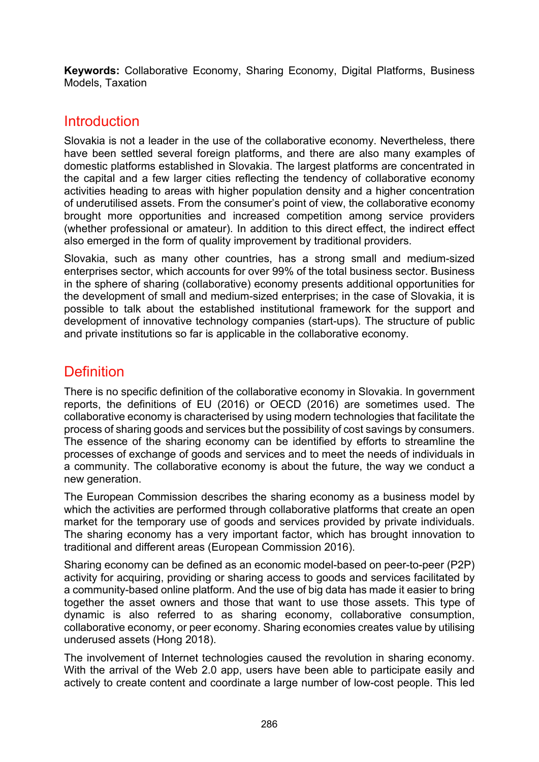**Keywords:** Collaborative Economy, Sharing Economy, Digital Platforms, Business Models, Taxation

## Introduction

Slovakia is not a leader in the use of the collaborative economy. Nevertheless, there have been settled several foreign platforms, and there are also many examples of domestic platforms established in Slovakia. The largest platforms are concentrated in the capital and a few larger cities reflecting the tendency of collaborative economy activities heading to areas with higher population density and a higher concentration of underutilised assets. From the consumer's point of view, the collaborative economy brought more opportunities and increased competition among service providers (whether professional or amateur). In addition to this direct effect, the indirect effect also emerged in the form of quality improvement by traditional providers.

Slovakia, such as many other countries, has a strong small and medium-sized enterprises sector, which accounts for over 99% of the total business sector. Business in the sphere of sharing (collaborative) economy presents additional opportunities for the development of small and medium-sized enterprises; in the case of Slovakia, it is possible to talk about the established institutional framework for the support and development of innovative technology companies (start-ups). The structure of public and private institutions so far is applicable in the collaborative economy.

## Definition

There is no specific definition of the collaborative economy in Slovakia. In government reports, the definitions of EU (2016) or OECD (2016) are sometimes used. The collaborative economy is characterised by using modern technologies that facilitate the process of sharing goods and services but the possibility of cost savings by consumers. The essence of the sharing economy can be identified by efforts to streamline the processes of exchange of goods and services and to meet the needs of individuals in a community. The collaborative economy is about the future, the way we conduct a new generation.

The European Commission describes the sharing economy as a business model by which the activities are performed through collaborative platforms that create an open market for the temporary use of goods and services provided by private individuals. The sharing economy has a very important factor, which has brought innovation to traditional and different areas (European Commission 2016).

Sharing economy can be defined as an economic model-based on peer-to-peer (P2P) activity for acquiring, providing or sharing access to goods and services facilitated by a community-based online platform. And the use of big data has made it easier to bring together the asset owners and those that want to use those assets. This type of dynamic is also referred to as sharing economy, collaborative consumption, collaborative economy, or peer economy. Sharing economies creates value by utilising underused assets (Hong 2018).

The involvement of Internet technologies caused the revolution in sharing economy. With the arrival of the Web 2.0 app, users have been able to participate easily and actively to create content and coordinate a large number of low-cost people. This led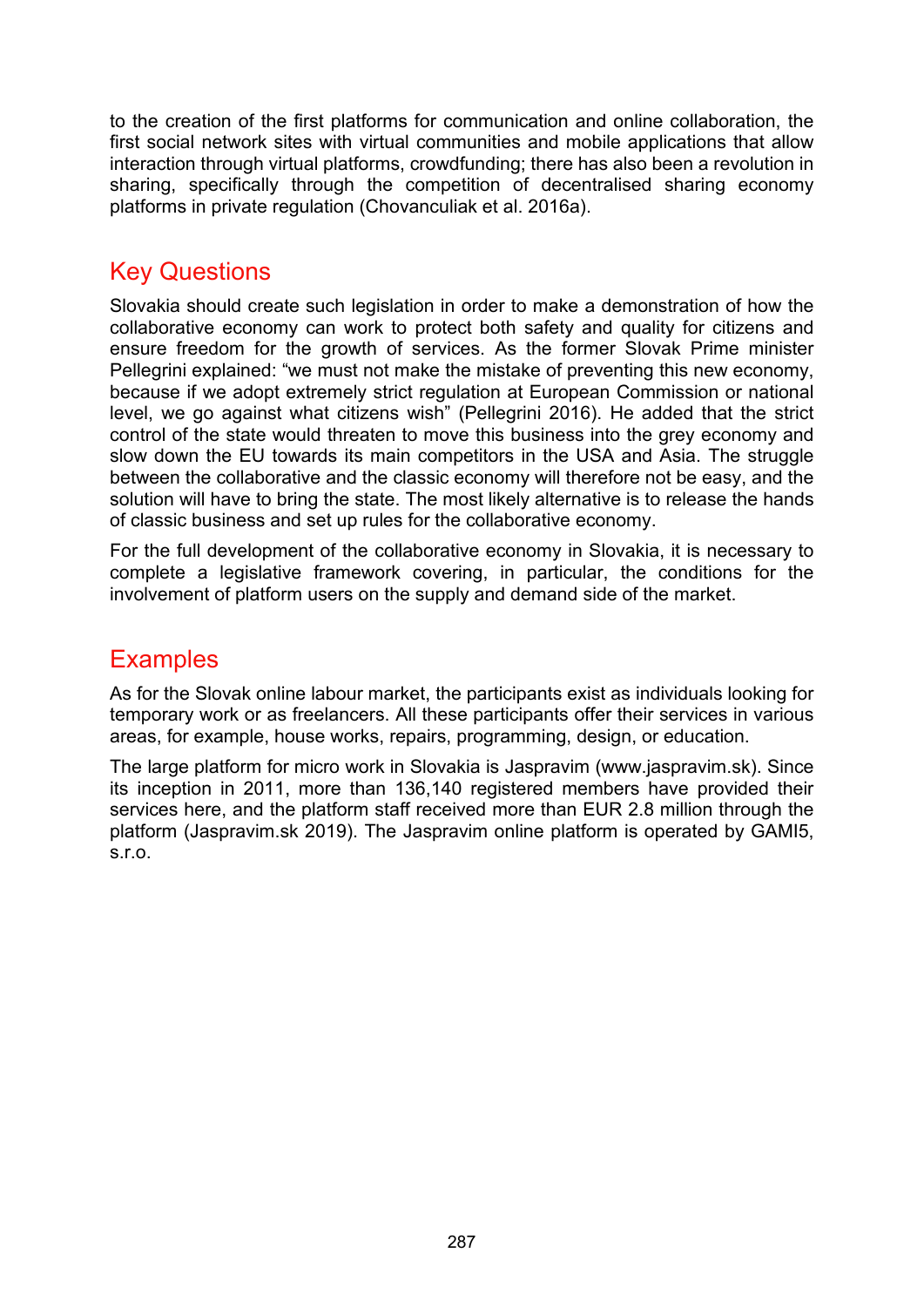to the creation of the first platforms for communication and online collaboration, the first social network sites with virtual communities and mobile applications that allow interaction through virtual platforms, crowdfunding; there has also been a revolution in sharing, specifically through the competition of decentralised sharing economy platforms in private regulation (Chovanculiak et al. 2016a).

## Key Questions

Slovakia should create such legislation in order to make a demonstration of how the collaborative economy can work to protect both safety and quality for citizens and ensure freedom for the growth of services. As the former Slovak Prime minister Pellegrini explained: "we must not make the mistake of preventing this new economy, because if we adopt extremely strict regulation at European Commission or national level, we go against what citizens wish" (Pellegrini 2016). He added that the strict control of the state would threaten to move this business into the grey economy and slow down the EU towards its main competitors in the USA and Asia. The struggle between the collaborative and the classic economy will therefore not be easy, and the solution will have to bring the state. The most likely alternative is to release the hands of classic business and set up rules for the collaborative economy.

For the full development of the collaborative economy in Slovakia, it is necessary to complete a legislative framework covering, in particular, the conditions for the involvement of platform users on the supply and demand side of the market.

## Examples

As for the Slovak online labour market, the participants exist as individuals looking for temporary work or as freelancers. All these participants offer their services in various areas, for example, house works, repairs, programming, design, or education.

The large platform for micro work in Slovakia is Jaspravim (www.jaspravim.sk). Since its inception in 2011, more than 136,140 registered members have provided their services here, and the platform staff received more than EUR 2.8 million through the platform (Jaspravim.sk 2019). The Jaspravim online platform is operated by GAMI5, s.r.o.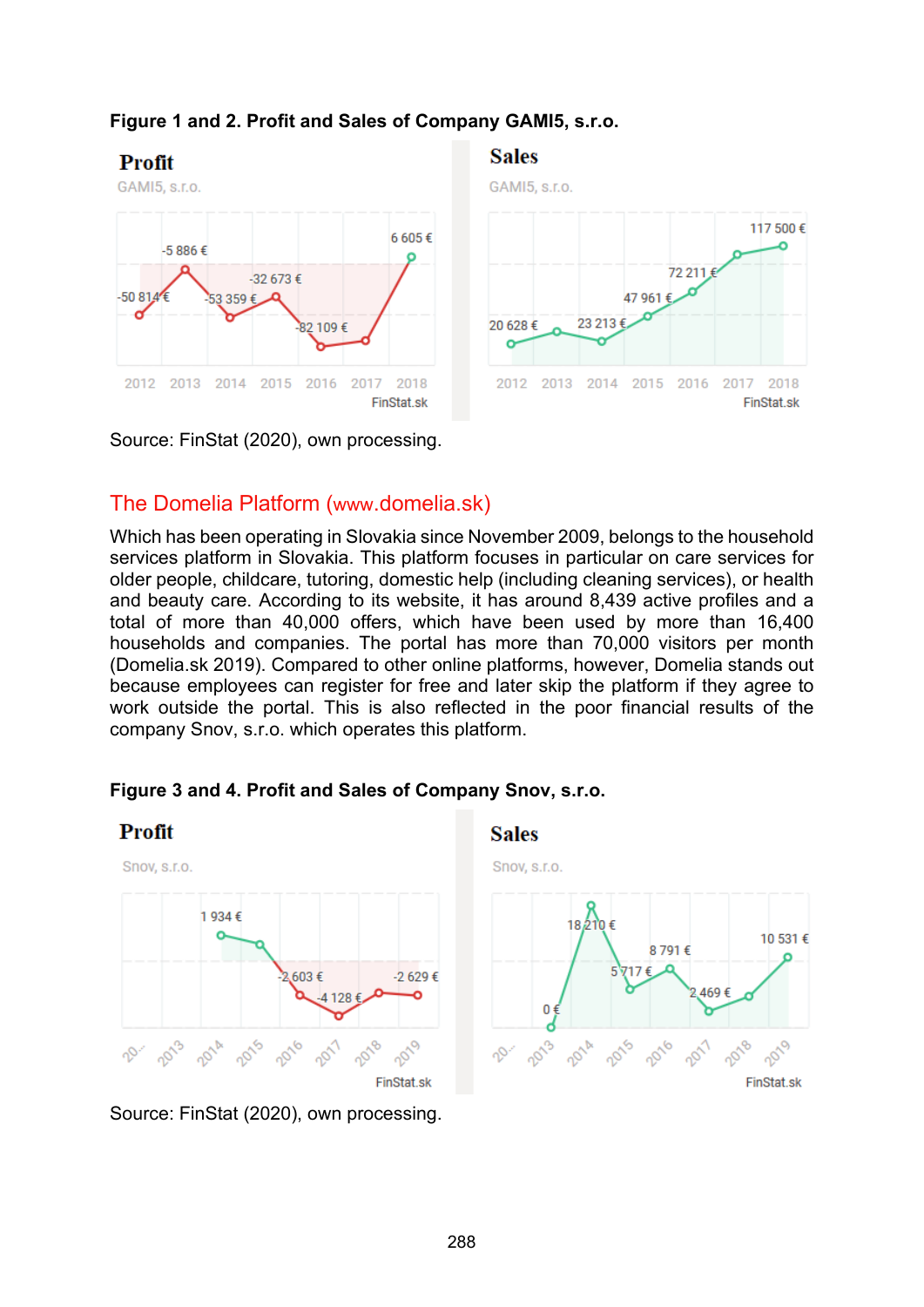**Figure 1 and 2. Profit and Sales of Company GAMI5, s.r.o.**

Source: FinStat (2020), own processing.

## The Domelia Platform (www.domelia.sk)

Which has been operating in Slovakia since November 2009, belongs to the household services platform in Slovakia. This platform focuses in particular on care services for older people, childcare, tutoring, domestic help (including cleaning services), or health and beauty care. According to its website, it has around 8,439 active profiles and a total of more than 40,000 offers, which have been used by more than 16,400 households and companies. The portal has more than 70,000 visitors per month (Domelia.sk 2019). Compared to other online platforms, however, Domelia stands out because employees can register for free and later skip the platform if they agree to work outside the portal. This is also reflected in the poor financial results of the company Snov, s.r.o. which operates this platform.

**Figure 3 and 4. Profit and Sales of Company Snov, s.r.o.**

Source: FinStat (2020), own processing.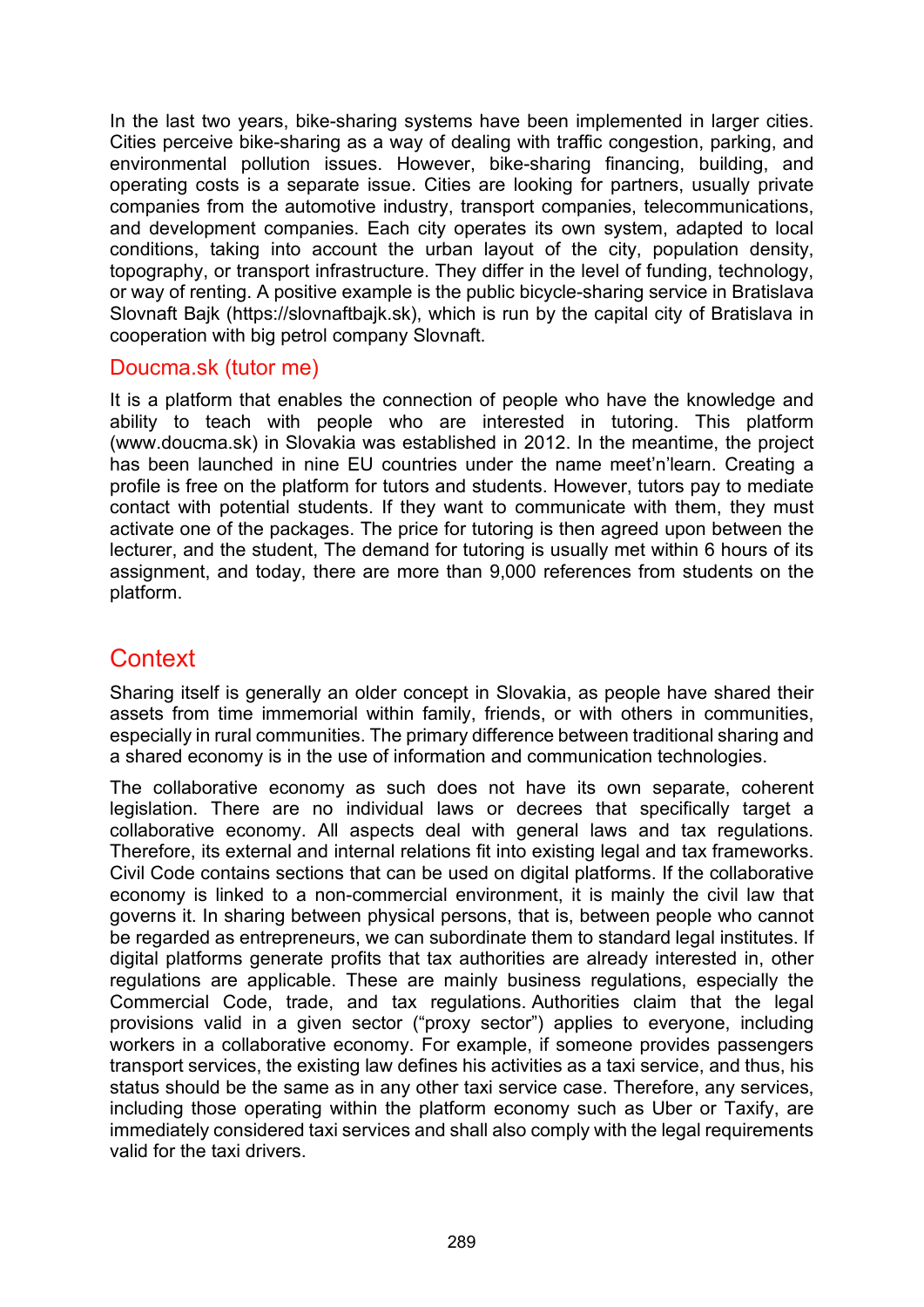In the last two years, bike-sharing systems have been implemented in larger cities. Cities perceive bike-sharing as a way of dealing with traffic congestion, parking, and environmental pollution issues. However, bike-sharing financing, building, and operating costs is a separate issue. Cities are looking for partners, usually private companies from the automotive industry, transport companies, telecommunications, and development companies. Each city operates its own system, adapted to local conditions, taking into account the urban layout of the city, population density, topography, or transport infrastructure. They differ in the level of funding, technology, or way of renting. A positive example is the public bicycle-sharing service in Bratislava Slovnaft Bajk (https://slovnaftbajk.sk), which is run by the capital city of Bratislava in cooperation with big petrol company Slovnaft.

### Doucma.sk (tutor me)

It is a platform that enables the connection of people who have the knowledge and ability to teach with people who are interested in tutoring. This platform (www.doucma.sk) in Slovakia was established in 2012. In the meantime, the project has been launched in nine EU countries under the name meet'n'learn. Creating a profile is free on the platform for tutors and students. However, tutors pay to mediate contact with potential students. If they want to communicate with them, they must activate one of the packages. The price for tutoring is then agreed upon between the lecturer, and the student, The demand for tutoring is usually met within 6 hours of its assignment, and today, there are more than 9,000 references from students on the platform.

## Context

Sharing itself is generally an older concept in Slovakia, as people have shared their assets from time immemorial within family, friends, or with others in communities, especially in rural communities. The primary difference between traditional sharing and a shared economy is in the use of information and communication technologies.

The collaborative economy as such does not have its own separate, coherent legislation. There are no individual laws or decrees that specifically target a collaborative economy. All aspects deal with general laws and tax regulations. Therefore, its external and internal relations fit into existing legal and tax frameworks. Civil Code contains sections that can be used on digital platforms. If the collaborative economy is linked to a non-commercial environment, it is mainly the civil law that governs it. In sharing between physical persons, that is, between people who cannot be regarded as entrepreneurs, we can subordinate them to standard legal institutes. If digital platforms generate profits that tax authorities are already interested in, other regulations are applicable. These are mainly business regulations, especially the Commercial Code, trade, and tax regulations. Authorities claim that the legal provisions valid in a given sector ("proxy sector") applies to everyone, including workers in a collaborative economy. For example, if someone provides passengers transport services, the existing law defines his activities as a taxi service, and thus, his status should be the same as in any other taxi service case. Therefore, any services, including those operating within the platform economy such as Uber or Taxify, are immediately considered taxi services and shall also comply with the legal requirements valid for the taxi drivers.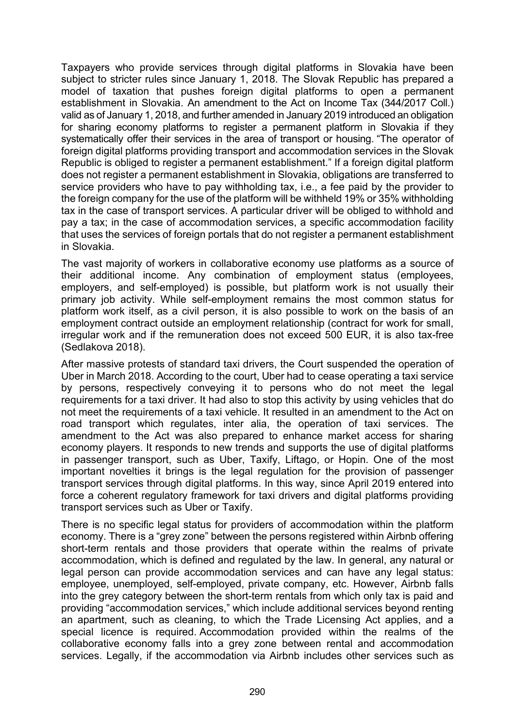Taxpayers who provide services through digital platforms in Slovakia have been subject to stricter rules since January 1, 2018. The Slovak Republic has prepared a model of taxation that pushes foreign digital platforms to open a permanent establishment in Slovakia. An amendment to the Act on Income Tax (344/2017 Coll.) valid as of January 1, 2018, and further amended in January 2019 introduced an obligation for sharing economy platforms to register a permanent platform in Slovakia if they systematically offer their services in the area of transport or housing. "The operator of foreign digital platforms providing transport and accommodation services in the Slovak Republic is obliged to register a permanent establishment." If a foreign digital platform does not register a permanent establishment in Slovakia, obligations are transferred to service providers who have to pay withholding tax, i.e., a fee paid by the provider to the foreign company for the use of the platform will be withheld 19% or 35% withholding tax in the case of transport services. A particular driver will be obliged to withhold and pay a tax; in the case of accommodation services, a specific accommodation facility that uses the services of foreign portals that do not register a permanent establishment in Slovakia.

The vast majority of workers in collaborative economy use platforms as a source of their additional income. Any combination of employment status (employees, employers, and self-employed) is possible, but platform work is not usually their primary job activity. While self-employment remains the most common status for platform work itself, as a civil person, it is also possible to work on the basis of an employment contract outside an employment relationship (contract for work for small, irregular work and if the remuneration does not exceed 500 EUR, it is also tax-free (Sedlakova 2018).

After massive protests of standard taxi drivers, the Court suspended the operation of Uber in March 2018. According to the court, Uber had to cease operating a taxi service by persons, respectively conveying it to persons who do not meet the legal requirements for a taxi driver. It had also to stop this activity by using vehicles that do not meet the requirements of a taxi vehicle. It resulted in an amendment to the Act on road transport which regulates, inter alia, the operation of taxi services. The amendment to the Act was also prepared to enhance market access for sharing economy players. It responds to new trends and supports the use of digital platforms in passenger transport, such as Uber, Taxify, Liftago, or Hopin. One of the most important novelties it brings is the legal regulation for the provision of passenger transport services through digital platforms. In this way, since April 2019 entered into force a coherent regulatory framework for taxi drivers and digital platforms providing transport services such as Uber or Taxify.

There is no specific legal status for providers of accommodation within the platform economy. There is a "grey zone" between the persons registered within Airbnb offering short-term rentals and those providers that operate within the realms of private accommodation, which is defined and regulated by the law. In general, any natural or legal person can provide accommodation services and can have any legal status: employee, unemployed, self-employed, private company, etc. However, Airbnb falls into the grey category between the short-term rentals from which only tax is paid and providing "accommodation services," which include additional services beyond renting an apartment, such as cleaning, to which the Trade Licensing Act applies, and a special licence is required. Accommodation provided within the realms of the collaborative economy falls into a grey zone between rental and accommodation services. Legally, if the accommodation via Airbnb includes other services such as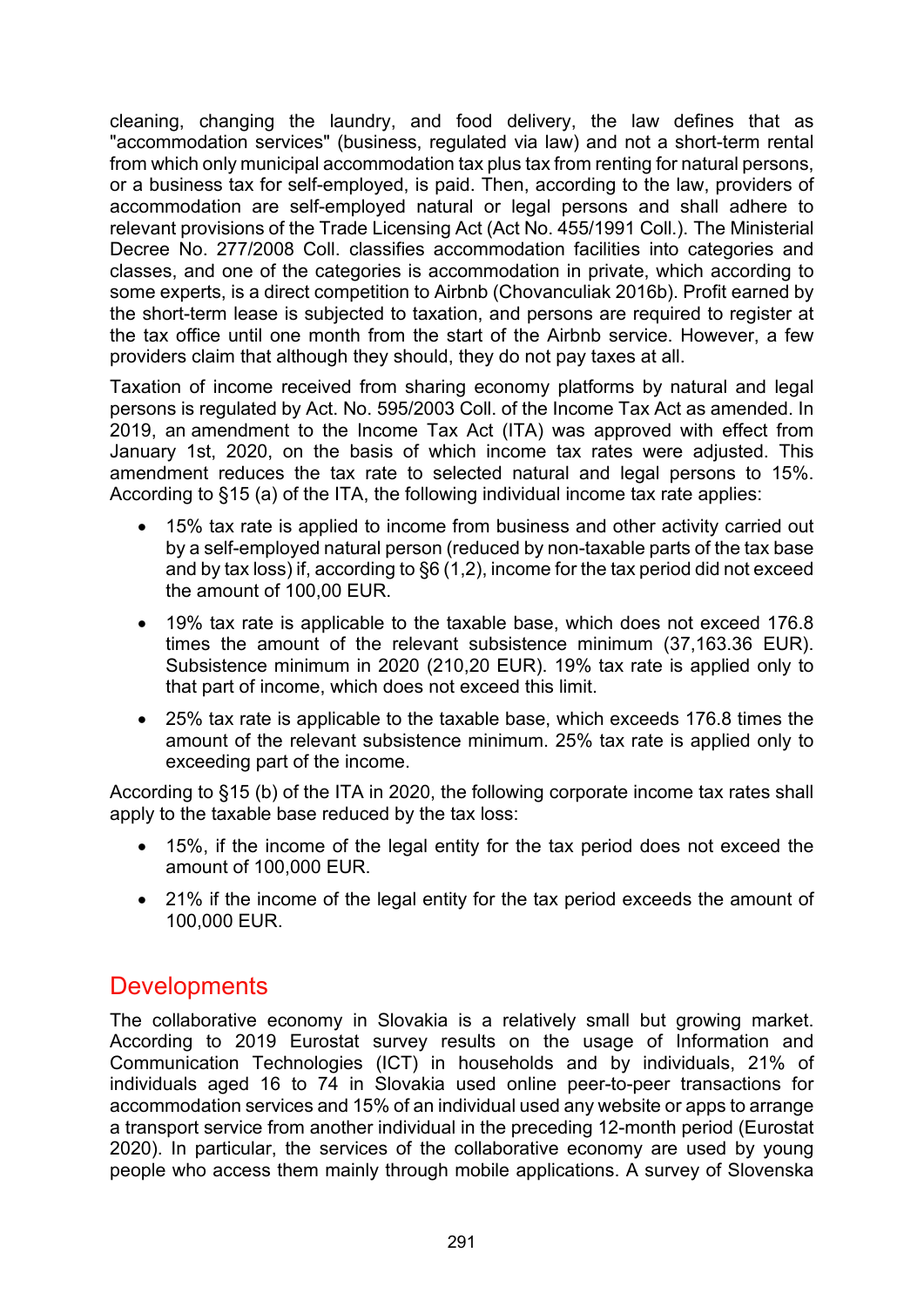cleaning, changing the laundry, and food delivery, the law defines that as "accommodation services" (business, regulated via law) and not a short-term rental from which only municipal accommodation tax plus tax from renting for natural persons, or a business tax for self-employed, is paid. Then, according to the law, providers of accommodation are self-employed natural or legal persons and shall adhere to relevant provisions of the Trade Licensing Act (Act No. 455/1991 Coll.). The Ministerial Decree No. 277/2008 Coll. classifies accommodation facilities into categories and classes, and one of the categories is accommodation in private, which according to some experts, is a direct competition to Airbnb (Chovanculiak 2016b). Profit earned by the short-term lease is subjected to taxation, and persons are required to register at the tax office until one month from the start of the Airbnb service. However, a few providers claim that although they should, they do not pay taxes at all.

Taxation of income received from sharing economy platforms by natural and legal persons is regulated by Act. No. 595/2003 Coll. of the Income Tax Act as amended. In 2019, an amendment to the Income Tax Act (ITA) was approved with effect from January 1st, 2020, on the basis of which income tax rates were adjusted. This amendment reduces the tax rate to selected natural and legal persons to 15%. According to §15 (a) of the ITA, the following individual income tax rate applies:

- 15% tax rate is applied to income from business and other activity carried out by a self-employed natural person (reduced by non-taxable parts of the tax base and by tax loss) if, according to §6 (1,2), income for the tax period did not exceed the amount of 100,00 EUR.
- 19% tax rate is applicable to the taxable base, which does not exceed 176.8 times the amount of the relevant subsistence minimum (37,163.36 EUR). Subsistence minimum in 2020 (210,20 EUR). 19% tax rate is applied only to that part of income, which does not exceed this limit.
- 25% tax rate is applicable to the taxable base, which exceeds 176.8 times the amount of the relevant subsistence minimum. 25% tax rate is applied only to exceeding part of the income.

According to §15 (b) of the ITA in 2020, the following corporate income tax rates shall apply to the taxable base reduced by the tax loss:

- 15%, if the income of the legal entity for the tax period does not exceed the amount of 100,000 EUR.
- 21% if the income of the legal entity for the tax period exceeds the amount of 100,000 EUR.

## Developments

The collaborative economy in Slovakia is a relatively small but growing market. According to 2019 Eurostat survey results on the usage of Information and Communication Technologies (ICT) in households and by individuals, 21% of individuals aged 16 to 74 in Slovakia used online peer-to-peer transactions for accommodation services and 15% of an individual used any website or apps to arrange a transport service from another individual in the preceding 12-month period (Eurostat 2020). In particular, the services of the collaborative economy are used by young people who access them mainly through mobile applications. A survey of Slovenska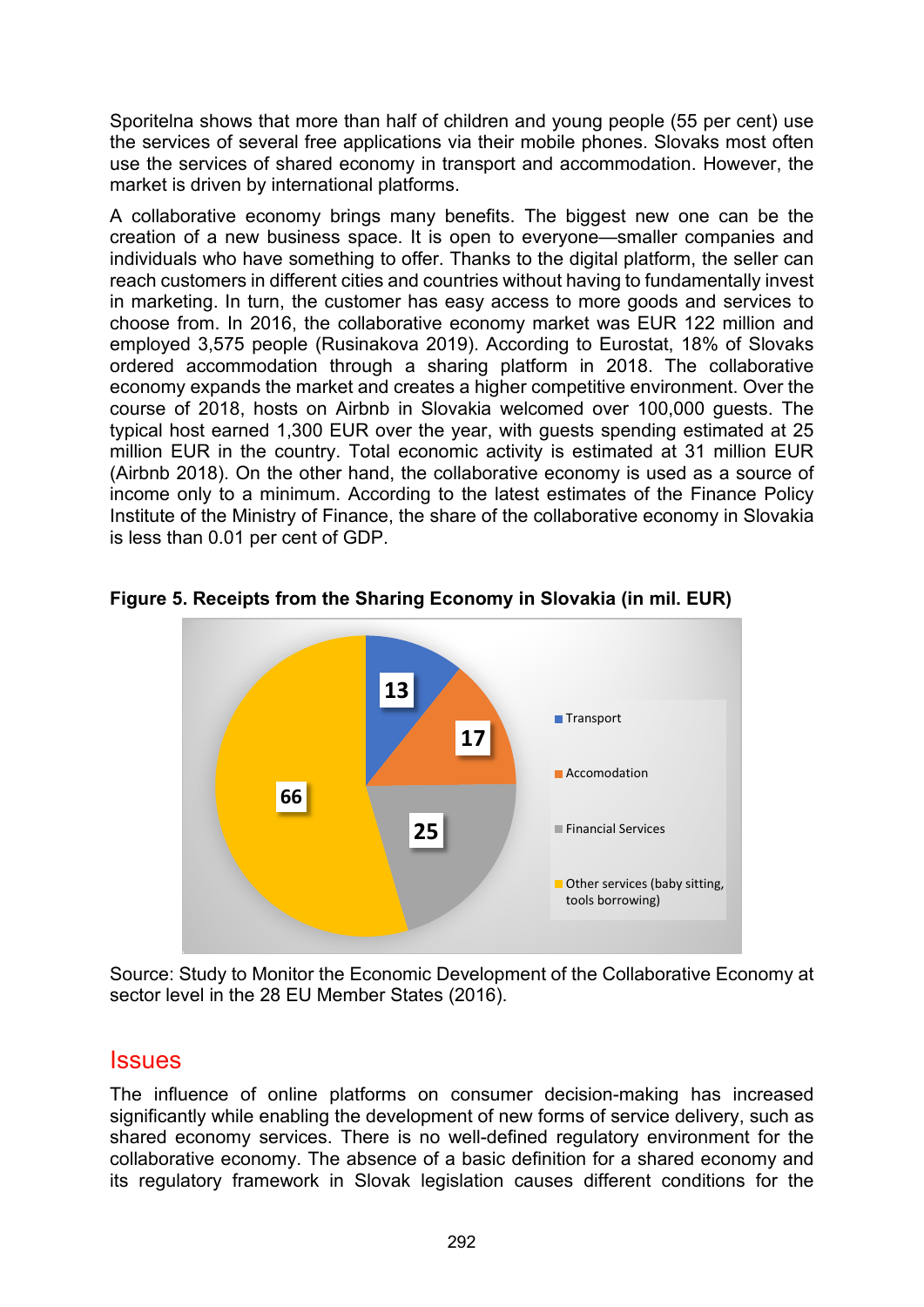Sporitelna shows that more than half of children and young people (55 per cent) use the services of several free applications via their mobile phones. Slovaks most often use the services of shared economy in transport and accommodation. However, the market is driven by international platforms.

A collaborative economy brings many benefits. The biggest new one can be the creation of a new business space. It is open to everyone—smaller companies and individuals who have something to offer. Thanks to the digital platform, the seller can reach customers in different cities and countries without having to fundamentally invest in marketing. In turn, the customer has easy access to more goods and services to choose from. In 2016, the collaborative economy market was EUR 122 million and employed 3,575 people (Rusinakova 2019). According to Eurostat, 18% of Slovaks ordered accommodation through a sharing platform in 2018. The collaborative economy expands the market and creates a higher competitive environment. Over the course of 2018, hosts on Airbnb in Slovakia welcomed over 100,000 guests. The typical host earned 1,300 EUR over the year, with guests spending estimated at 25 million EUR in the country. Total economic activity is estimated at 31 million EUR (Airbnb 2018). On the other hand, the collaborative economy is used as a source of income only to a minimum. According to the latest estimates of the Finance Policy Institute of the Ministry of Finance, the share of the collaborative economy in Slovakia is less than 0.01 per cent of GDP.

**Figure 5. Receipts from the Sharing Economy in Slovakia (in mil. EUR)**

| Category | Value |
|---|---|
| Transport | 13 |
| Accomodation | 17 |
| Financial Services | 25 |
| Other services (baby sitting, tools borrowing) | 66 |

Source: Study to Monitor the Economic Development of the Collaborative Economy at sector level in the 28 EU Member States (2016).

## Issues

The influence of online platforms on consumer decision-making has increased significantly while enabling the development of new forms of service delivery, such as shared economy services. There is no well-defined regulatory environment for the collaborative economy. The absence of a basic definition for a shared economy and its regulatory framework in Slovak legislation causes different conditions for the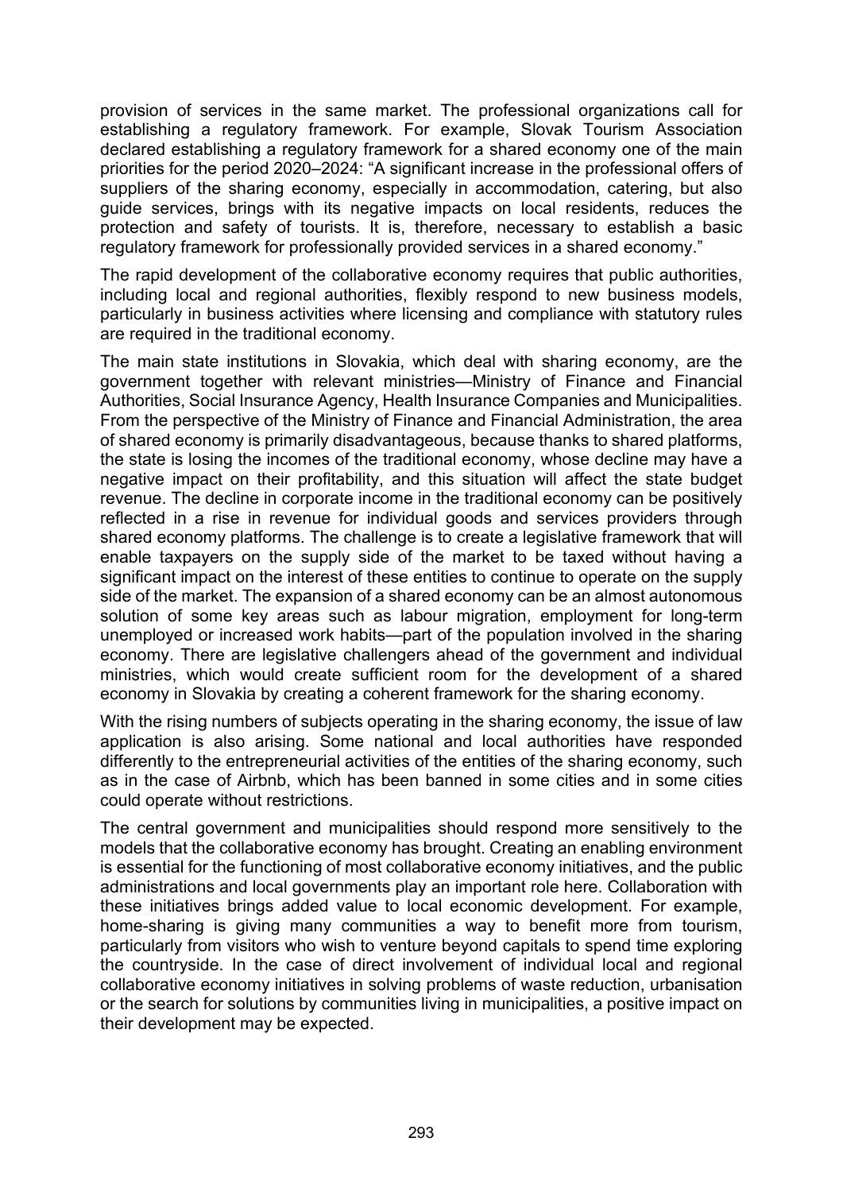provision of services in the same market. The professional organizations call for establishing a regulatory framework. For example, Slovak Tourism Association declared establishing a regulatory framework for a shared economy one of the main priorities for the period 2020–2024: "A significant increase in the professional offers of suppliers of the sharing economy, especially in accommodation, catering, but also guide services, brings with its negative impacts on local residents, reduces the protection and safety of tourists. It is, therefore, necessary to establish a basic regulatory framework for professionally provided services in a shared economy."

The rapid development of the collaborative economy requires that public authorities, including local and regional authorities, flexibly respond to new business models, particularly in business activities where licensing and compliance with statutory rules are required in the traditional economy.

The main state institutions in Slovakia, which deal with sharing economy, are the government together with relevant ministries—Ministry of Finance and Financial Authorities, Social Insurance Agency, Health Insurance Companies and Municipalities. From the perspective of the Ministry of Finance and Financial Administration, the area of shared economy is primarily disadvantageous, because thanks to shared platforms, the state is losing the incomes of the traditional economy, whose decline may have a negative impact on their profitability, and this situation will affect the state budget revenue. The decline in corporate income in the traditional economy can be positively reflected in a rise in revenue for individual goods and services providers through shared economy platforms. The challenge is to create a legislative framework that will enable taxpayers on the supply side of the market to be taxed without having a significant impact on the interest of these entities to continue to operate on the supply side of the market. The expansion of a shared economy can be an almost autonomous solution of some key areas such as labour migration, employment for long-term unemployed or increased work habits—part of the population involved in the sharing economy. There are legislative challengers ahead of the government and individual ministries, which would create sufficient room for the development of a shared economy in Slovakia by creating a coherent framework for the sharing economy.

With the rising numbers of subjects operating in the sharing economy, the issue of law application is also arising. Some national and local authorities have responded differently to the entrepreneurial activities of the entities of the sharing economy, such as in the case of Airbnb, which has been banned in some cities and in some cities could operate without restrictions.

The central government and municipalities should respond more sensitively to the models that the collaborative economy has brought. Creating an enabling environment is essential for the functioning of most collaborative economy initiatives, and the public administrations and local governments play an important role here. Collaboration with these initiatives brings added value to local economic development. For example, home-sharing is giving many communities a way to benefit more from tourism, particularly from visitors who wish to venture beyond capitals to spend time exploring the countryside. In the case of direct involvement of individual local and regional collaborative economy initiatives in solving problems of waste reduction, urbanisation or the search for solutions by communities living in municipalities, a positive impact on their development may be expected.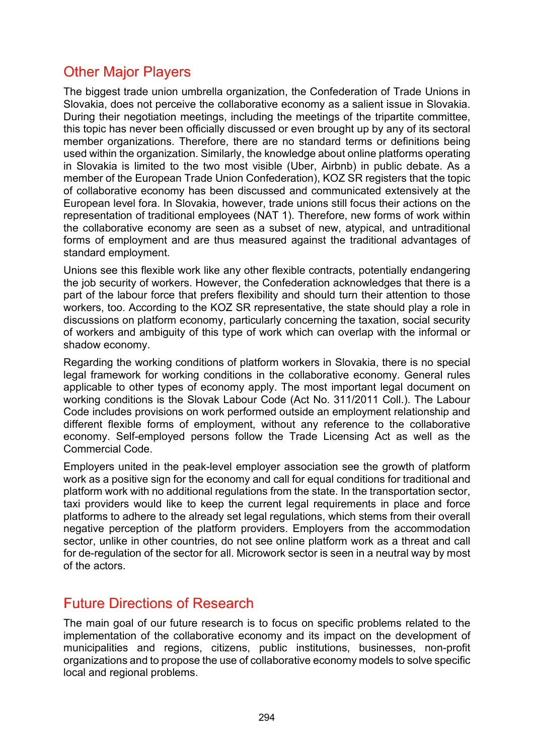## Other Major Players

The biggest trade union umbrella organization, the Confederation of Trade Unions in Slovakia, does not perceive the collaborative economy as a salient issue in Slovakia. During their negotiation meetings, including the meetings of the tripartite committee, this topic has never been officially discussed or even brought up by any of its sectoral member organizations. Therefore, there are no standard terms or definitions being used within the organization. Similarly, the knowledge about online platforms operating in Slovakia is limited to the two most visible (Uber, Airbnb) in public debate. As a member of the European Trade Union Confederation), KOZ SR registers that the topic of collaborative economy has been discussed and communicated extensively at the European level fora. In Slovakia, however, trade unions still focus their actions on the representation of traditional employees (NAT 1). Therefore, new forms of work within the collaborative economy are seen as a subset of new, atypical, and untraditional forms of employment and are thus measured against the traditional advantages of standard employment.

Unions see this flexible work like any other flexible contracts, potentially endangering the job security of workers. However, the Confederation acknowledges that there is a part of the labour force that prefers flexibility and should turn their attention to those workers, too. According to the KOZ SR representative, the state should play a role in discussions on platform economy, particularly concerning the taxation, social security of workers and ambiguity of this type of work which can overlap with the informal or shadow economy.

Regarding the working conditions of platform workers in Slovakia, there is no special legal framework for working conditions in the collaborative economy. General rules applicable to other types of economy apply. The most important legal document on working conditions is the Slovak Labour Code (Act No. 311/2011 Coll.). The Labour Code includes provisions on work performed outside an employment relationship and different flexible forms of employment, without any reference to the collaborative economy. Self-employed persons follow the Trade Licensing Act as well as the Commercial Code.

Employers united in the peak-level employer association see the growth of platform work as a positive sign for the economy and call for equal conditions for traditional and platform work with no additional regulations from the state. In the transportation sector, taxi providers would like to keep the current legal requirements in place and force platforms to adhere to the already set legal regulations, which stems from their overall negative perception of the platform providers. Employers from the accommodation sector, unlike in other countries, do not see online platform work as a threat and call for de-regulation of the sector for all. Microwork sector is seen in a neutral way by most of the actors.

## Future Directions of Research

The main goal of our future research is to focus on specific problems related to the implementation of the collaborative economy and its impact on the development of municipalities and regions, citizens, public institutions, businesses, non-profit organizations and to propose the use of collaborative economy models to solve specific local and regional problems.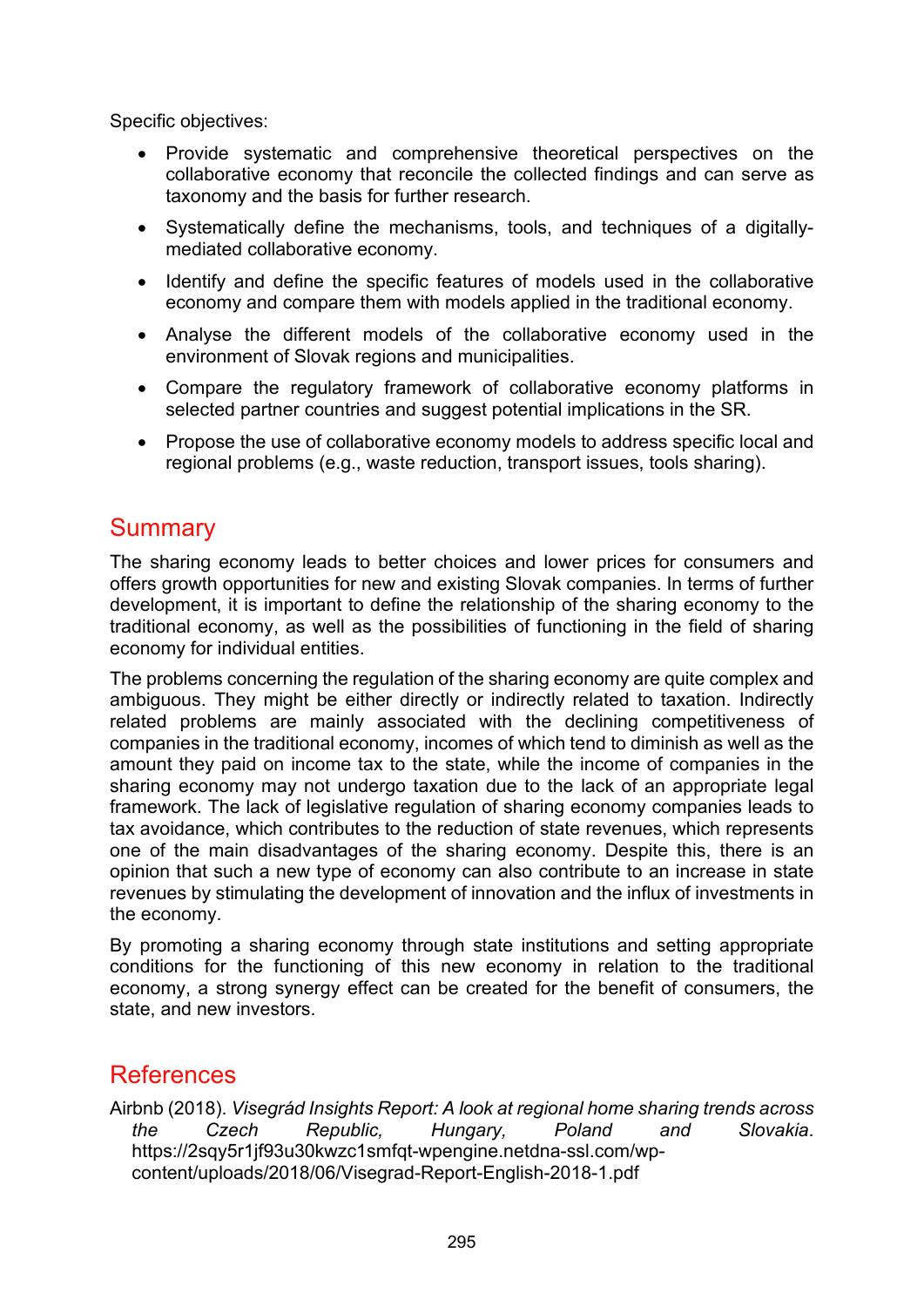Specific objectives:

- Provide systematic and comprehensive theoretical perspectives on the collaborative economy that reconcile the collected findings and can serve as taxonomy and the basis for further research.
- Systematically define the mechanisms, tools, and techniques of a digitally-mediated collaborative economy.
- Identify and define the specific features of models used in the collaborative economy and compare them with models applied in the traditional economy.
- Analyse the different models of the collaborative economy used in the environment of Slovak regions and municipalities.
- Compare the regulatory framework of collaborative economy platforms in selected partner countries and suggest potential implications in the SR.
- Propose the use of collaborative economy models to address specific local and regional problems (e.g., waste reduction, transport issues, tools sharing).

## Summary

The sharing economy leads to better choices and lower prices for consumers and offers growth opportunities for new and existing Slovak companies. In terms of further development, it is important to define the relationship of the sharing economy to the traditional economy, as well as the possibilities of functioning in the field of sharing economy for individual entities.

The problems concerning the regulation of the sharing economy are quite complex and ambiguous. They might be either directly or indirectly related to taxation. Indirectly related problems are mainly associated with the declining competitiveness of companies in the traditional economy, incomes of which tend to diminish as well as the amount they paid on income tax to the state, while the income of companies in the sharing economy may not undergo taxation due to the lack of an appropriate legal framework. The lack of legislative regulation of sharing economy companies leads to tax avoidance, which contributes to the reduction of state revenues, which represents one of the main disadvantages of the sharing economy. Despite this, there is an opinion that such a new type of economy can also contribute to an increase in state revenues by stimulating the development of innovation and the influx of investments in the economy.

By promoting a sharing economy through state institutions and setting appropriate conditions for the functioning of this new economy in relation to the traditional economy, a strong synergy effect can be created for the benefit of consumers, the state, and new investors.

## References

Airbnb (2018). *Visegrád Insights Report: A look at regional home sharing trends across the Czech Republic, Hungary, Poland and Slovakia*. https://2sqy5r1jf93u30kwzc1smfqt-wpengine.netdna-ssl.com/wp-content/uploads/2018/06/Visegrad-Report-English-2018-1.pdf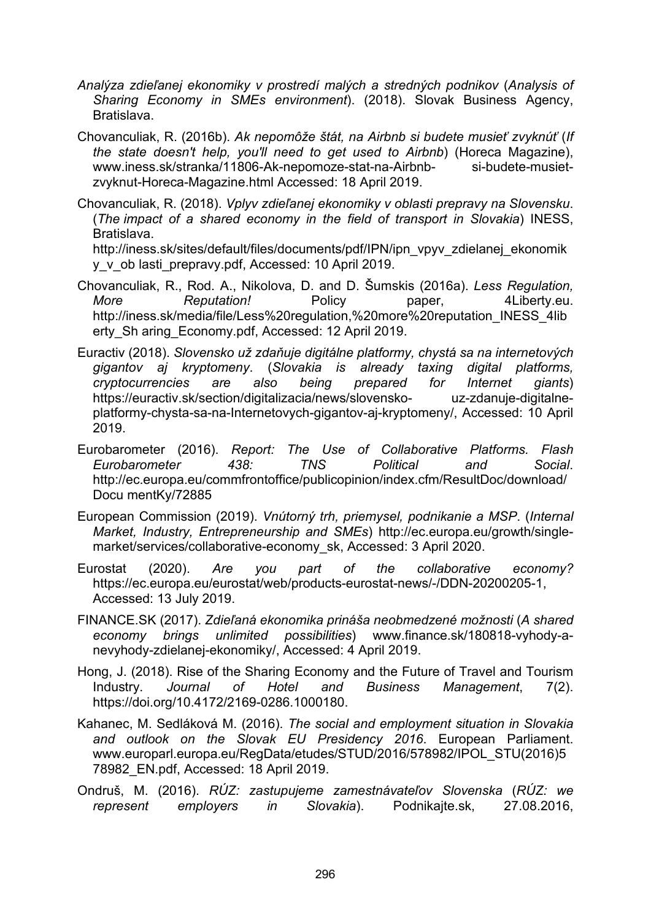*Analýza zdieľanej ekonomiky v prostredí malých a stredných podnikov* (*Analysis of Sharing Economy in SMEs environment*). (2018). Slovak Business Agency, Bratislava.

Chovanculiak, R. (2016b). *Ak nepomôže štát, na Airbnb si budete musieť zvyknúť* (*If the state doesn't help, you'll need to get used to Airbnb*) (Horeca Magazine), www.iness.sk/stranka/11806-Ak-nepomoze-stat-na-Airbnb- si-budete-musiet-zvyknut-Horeca-Magazine.html Accessed: 18 April 2019.

Chovanculiak, R. (2018). *Vplyv zdieľanej ekonomiky v oblasti prepravy na Slovensku*. (*The impact of a shared economy in the field of transport in Slovakia*) INESS, Bratislava. http://iness.sk/sites/default/files/documents/pdf/IPN/ipn_vpyv_zdielanej_ekonomiky_v_ob lasti_prepravy.pdf, Accessed: 10 April 2019.

Chovanculiak, R., Rod. A., Nikolova, D. and D. Šumskis (2016a). *Less Regulation, More Reputation!* Policy paper, 4Liberty.eu. http://iness.sk/media/file/Less%20regulation,%20more%20reputation_INESS_4liberty_Sh aring_Economy.pdf, Accessed: 12 April 2019.

Euractiv (2018). *Slovensko už zdaňuje digitálne platformy, chystá sa na internetových gigantov aj kryptomeny*. (*Slovakia is already taxing digital platforms, cryptocurrencies are also being prepared for Internet giants*) https://euractiv.sk/section/digitalizacia/news/slovensko- uz-zdanuje-digitalne-platformy-chysta-sa-na-Internetovych-gigantov-aj-kryptomeny/, Accessed: 10 April 2019.

Eurobarometer (2016). *Report: The Use of Collaborative Platforms. Flash Eurobarometer 438: TNS Political and Social*. http://ec.europa.eu/commfrontoffice/publicopinion/index.cfm/ResultDoc/download/Docu mentKy/72885

European Commission (2019). *Vnútorný trh, priemysel, podnikanie a MSP*. (*Internal Market, Industry, Entrepreneurship and SMEs*) http://ec.europa.eu/growth/single-market/services/collaborative-economy_sk, Accessed: 3 April 2020.

Eurostat (2020). *Are you part of the collaborative economy?* https://ec.europa.eu/eurostat/web/products-eurostat-news/-/DDN-20200205-1, Accessed: 13 July 2019.

FINANCE.SK (2017). *Zdieľaná ekonomika prináša neobmedzené možnosti* (*A shared economy brings unlimited possibilities*) www.finance.sk/180818-vyhody-a-nevyhody-zdielanej-ekonomiky/, Accessed: 4 April 2019.

Hong, J. (2018). Rise of the Sharing Economy and the Future of Travel and Tourism Industry. *Journal of Hotel and Business Management*, 7(2). https://doi.org/10.4172/2169-0286.1000180.

Kahanec, M. Sedláková M. (2016). *The social and employment situation in Slovakia and outlook on the Slovak EU Presidency 2016*. European Parliament. www.europarl.europa.eu/RegData/etudes/STUD/2016/578982/IPOL_STU(2016)578982_EN.pdf, Accessed: 18 April 2019.

Ondruš, M. (2016). *RÚZ: zastupujeme zamestnávateľov Slovenska* (*RÚZ: we represent employers in Slovakia*). Podnikajte.sk, 27.08.2016,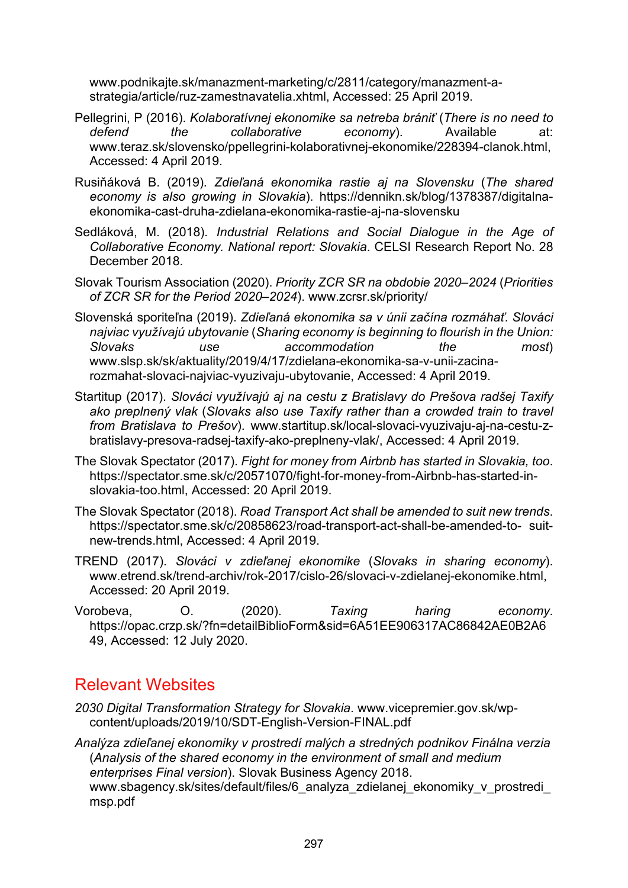www.podnikajte.sk/manazment-marketing/c/2811/category/manazment-a-strategia/article/ruz-zamestnavatelia.xhtml, Accessed: 25 April 2019.

Pellegrini, P (2016). *Kolaboratívnej ekonomike sa netreba brániť* (*There is no need to defend the collaborative economy*). Available at: www.teraz.sk/slovensko/ppellegrini-kolaborativnej-ekonomike/228394-clanok.html, Accessed: 4 April 2019.

Rusiňáková B. (2019). *Zdieľaná ekonomika rastie aj na Slovensku* (*The shared economy is also growing in Slovakia*). https://dennikn.sk/blog/1378387/digitalna-ekonomika-cast-druha-zdielana-ekonomika-rastie-aj-na-slovensku

Sedláková, M. (2018). *Industrial Relations and Social Dialogue in the Age of Collaborative Economy. National report: Slovakia*. CELSI Research Report No. 28 December 2018.

Slovak Tourism Association (2020). *Priority ZCR SR na obdobie 2020–2024* (*Priorities of ZCR SR for the Period 2020–2024*). www.zcrsr.sk/priority/

Slovenská sporiteľna (2019). *Zdieľaná ekonomika sa v únii začína rozmáhať. Slováci najviac využívajú ubytovanie* (*Sharing economy is beginning to flourish in the Union: Slovaks use accommodation the most*) www.slsp.sk/sk/aktuality/2019/4/17/zdielana-ekonomika-sa-v-unii-zacina-rozmahat-slovaci-najviac-vyuzivaju-ubytovanie, Accessed: 4 April 2019.

Startitup (2017). *Slováci využívajú aj na cestu z Bratislavy do Prešova radšej Taxify ako preplnený vlak* (*Slovaks also use Taxify rather than a crowded train to travel from Bratislava to Prešov*). www.startitup.sk/local-slovaci-vyuzivaju-aj-na-cestu-z-bratislavy-presova-radsej-taxify-ako-preplneny-vlak/, Accessed: 4 April 2019.

The Slovak Spectator (2017). *Fight for money from Airbnb has started in Slovakia, too*. https://spectator.sme.sk/c/20571070/fight-for-money-from-Airbnb-has-started-in-slovakia-too.html, Accessed: 20 April 2019.

The Slovak Spectator (2018). *Road Transport Act shall be amended to suit new trends*. https://spectator.sme.sk/c/20858623/road-transport-act-shall-be-amended-to- suit-new-trends.html, Accessed: 4 April 2019.

TREND (2017). *Slováci v zdieľanej ekonomike* (*Slovaks in sharing economy*). www.etrend.sk/trend-archiv/rok-2017/cislo-26/slovaci-v-zdielanej-ekonomike.html, Accessed: 20 April 2019.

Vorobeva, O. (2020). *Taxing haring economy*. https://opac.crzp.sk/?fn=detailBiblioForm&sid=6A51EE906317AC86842AE0B2A649, Accessed: 12 July 2020.

## Relevant Websites

*2030 Digital Transformation Strategy for Slovakia*. www.vicepremier.gov.sk/wp-content/uploads/2019/10/SDT-English-Version-FINAL.pdf

*Analýza zdieľanej ekonomiky v prostredí malých a stredných podnikov Finálna verzia* (*Analysis of the shared economy in the environment of small and medium enterprises Final version*). Slovak Business Agency 2018. www.sbagency.sk/sites/default/files/6_analyza_zdielanej_ekonomiky_v_prostredi_msp.pdf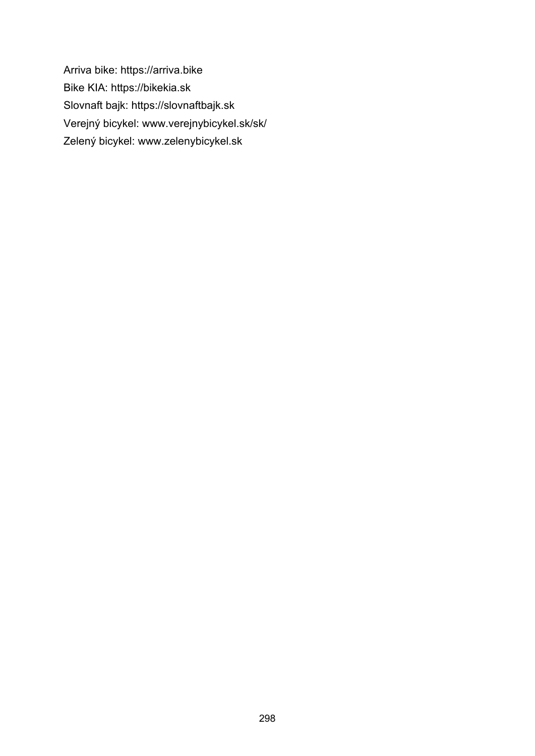Arriva bike: https://arriva.bike

Bike KIA: https://bikekia.sk

Slovnaft bajk: https://slovnaftbajk.sk

Verejný bicykel: www.verejnybicykel.sk/sk/

Zelený bicykel: www.zelenybicykel.sk